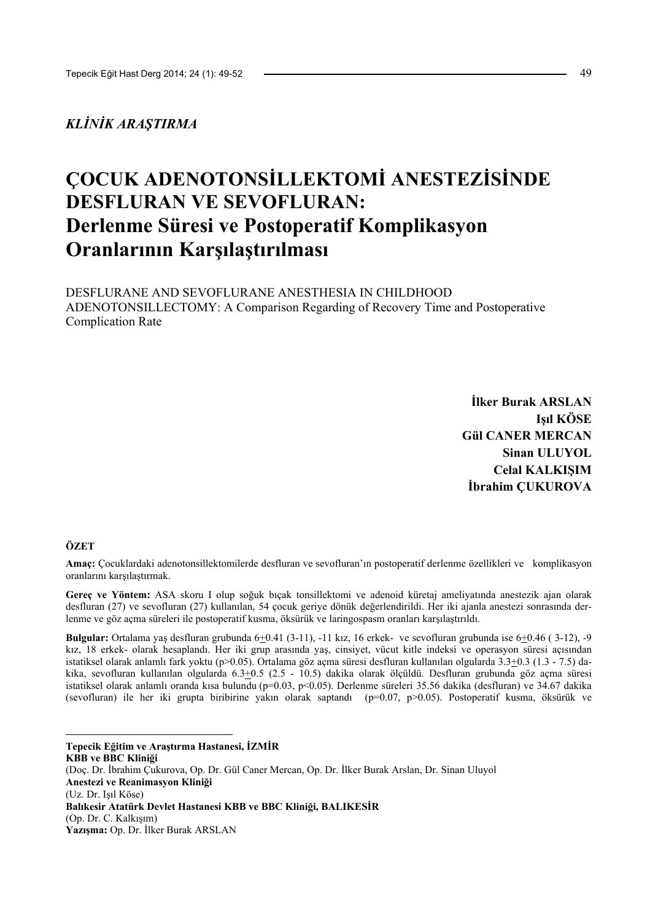*KLİNİK ARAŞTIRMA*

# ÇOCUK ADENOTONSİLLEKTOMİ ANESTEZİSİNDE DESFLURAN VE SEVOFLURAN: Derlenme Süresi ve Postoperatif Komplikasyon Oranlarının Karşılaştırılması

DESFLURANE AND SEVOFLURANE ANESTHESIA IN CHILDHOOD ADENOTONSILLECTOMY: A Comparison Regarding of Recovery Time and Postoperative Complication Rate

**İlker Burak ARSLAN**
**Işıl KÖSE**
**Gül CANER MERCAN**
**Sinan ULUYOL**
**Celal KALKIŞIM**
**İbrahim ÇUKUROVA**

**ÖZET**

**Amaç:** Çocuklardaki adenotonsillektomilerde desfluran ve sevofluran'ın postoperatif derlenme özellikleri ve komplikasyon oranlarını karşılaştırmak.

**Gereç ve Yöntem:** ASA skoru I olup soğuk bıçak tonsillektomi ve adenoid küretaj ameliyatında anestezik ajan olarak desfluran (27) ve sevofluran (27) kullanılan, 54 çocuk geriye dönük değerlendirildi. Her iki ajanla anestezi sonrasında derlenme ve göz açma süreleri ile postoperatif kusma, öksürük ve laringospasm oranları karşılaştırıldı.

**Bulgular:** Ortalama yaş desfluran grubunda $6 \pm 0.41$ (3-11), -11 kız, 16 erkek- ve sevofluran grubunda ise $6 \pm 0.46$ ( 3-12), -9 kız, 18 erkek- olarak hesaplandı. Her iki grup arasında yaş, cinsiyet, vücut kitle indeksi ve operasyon süresi açısından istatiksel olarak anlamlı fark yoktu ($p > 0.05$). Ortalama göz açma süresi desfluran kullanılan olgularda $3.3 \pm 0.3$ (1.3 - 7.5) dakika, sevofluran kullanılan olgularda $6.3 \pm 0.5$ (2.5 - 10.5) dakika olarak ölçüldü. Desfluran grubunda göz açma süresi istatiksel olarak anlamlı oranda kısa bulundu ($p = 0.03$, $p < 0.05$). Derlenme süreleri 35.56 dakika (desfluran) ve 34.67 dakika (sevofluran) ile her iki grupta biribirine yakın olarak saptandı ($p = 0.07$, $p > 0.05$). Postoperatif kusma, öksürük ve

---

**Tepecik Eğitim ve Araştırma Hastanesi, İZMİR**
**KBB ve BBC Kliniği**
(Doç. Dr. İbrahim Çukurova, Op. Dr. Gül Caner Mercan, Op. Dr. İlker Burak Arslan, Dr. Sinan Uluyol
**Anestezi ve Reanimasyon Kliniği**
(Uz. Dr. Işıl Köse)
**Balıkesir Atatürk Devlet Hastanesi KBB ve BBC Kliniği, BALIKESİR**
(Op. Dr. C. Kalkışım)
**Yazışma:** Op. Dr. İlker Burak ARSLAN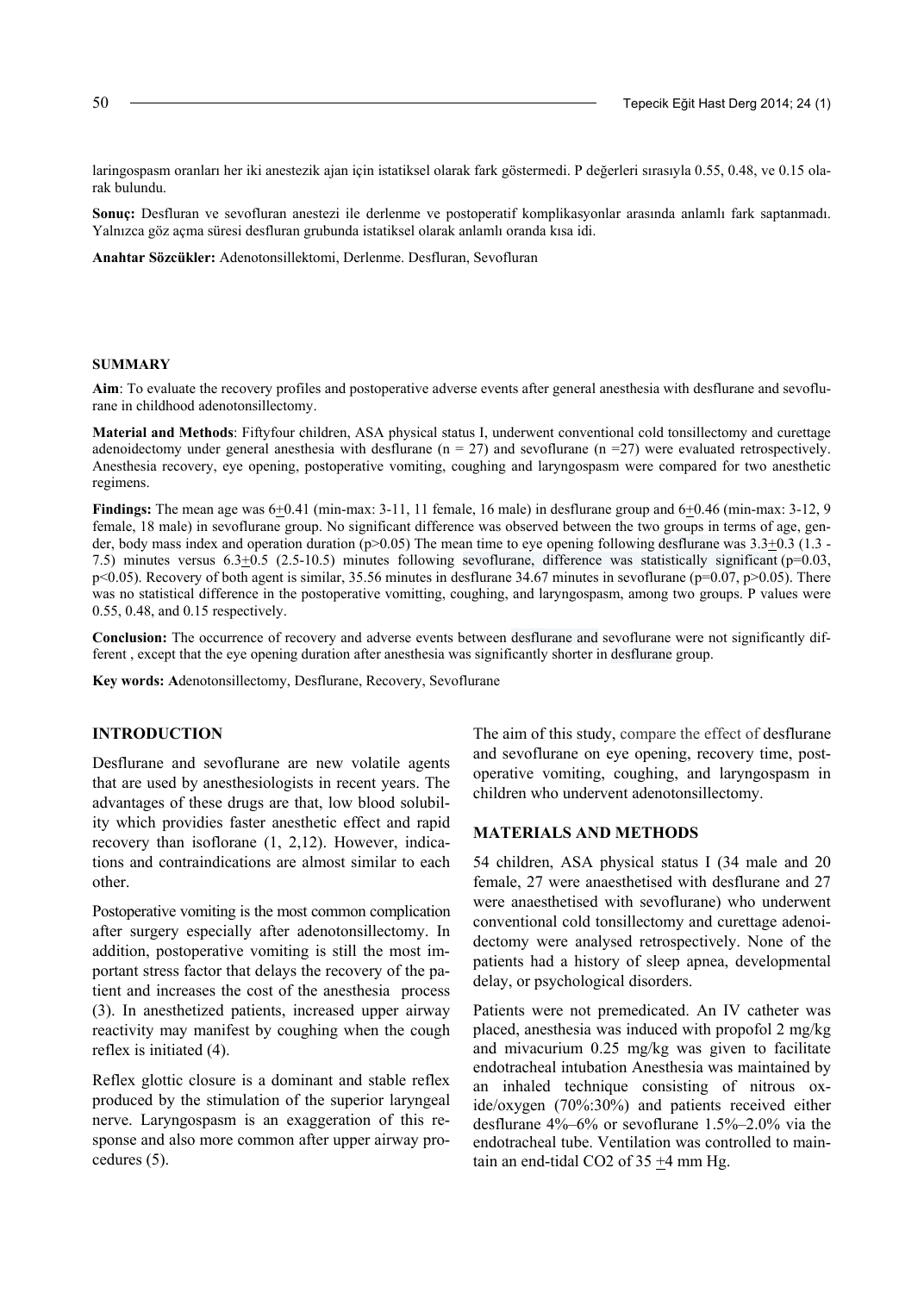laringospasm oranları her iki anestezik ajan için istatiksel olarak fark göstermedi. P değerleri sırasıyla 0.55, 0.48, ve 0.15 olarak bulundu.

**Sonuç:** Desfluran ve sevofluran anestezi ile derlenme ve postoperatif komplikasyonlar arasında anlamlı fark saptanmadı. Yalnızca göz açma süresi desfluran grubunda istatiksel olarak anlamlı oranda kısa idi.

**Anahtar Sözcükler:** Adenotonsillektomi, Derlenme. Desfluran, Sevofluran

## SUMMARY

**Aim**: To evaluate the recovery profiles and postoperative adverse events after general anesthesia with desflurane and sevoflurane in childhood adenotonsillectomy.

**Material and Methods**: Fiftyfour children, ASA physical status I, underwent conventional cold tonsillectomy and curettage adenoidectomy under general anesthesia with desflurane (n = 27) and sevoflurane (n =27) were evaluated retrospectively. Anesthesia recovery, eye opening, postoperative vomiting, coughing and laryngospasm were compared for two anesthetic regimens.

**Findings:** The mean age was 6±0.41 (min-max: 3-11, 11 female, 16 male) in desflurane group and 6±0.46 (min-max: 3-12, 9 female, 18 male) in sevoflurane group. No significant difference was observed between the two groups in terms of age, gender, body mass index and operation duration ($p>0.05$) The mean time to eye opening following desflurane was 3.3±0.3 (1.3 - 7.5) minutes versus 6.3±0.5 (2.5-10.5) minutes following sevoflurane, difference was statistically significant ($p=0.03$, $p<0.05$). Recovery of both agent is similar, 35.56 minutes in desflurane 34.67 minutes in sevoflurane ($p=0.07$, $p>0.05$). There was no statistical difference in the postoperative vomitting, coughing, and laryngospasm, among two groups. P values were 0.55, 0.48, and 0.15 respectively.

**Conclusion:** The occurrence of recovery and adverse events between desflurane and sevoflurane were not significantly different , except that the eye opening duration after anesthesia was significantly shorter in desflurane group.

**Key words: A**denotonsillectomy, Desflurane, Recovery, Sevoflurane

## INTRODUCTION

Desflurane and sevoflurane are new volatile agents that are used by anesthesiologists in recent years. The advantages of these drugs are that, low blood solubility which providies faster anesthetic effect and rapid recovery than isoflorane (1, 2,12). However, indications and contraindications are almost similar to each other.

Postoperative vomiting is the most common complication after surgery especially after adenotonsillectomy. In addition, postoperative vomiting is still the most important stress factor that delays the recovery of the patient and increases the cost of the anesthesia process (3). In anesthetized patients, increased upper airway reactivity may manifest by coughing when the cough reflex is initiated (4).

Reflex glottic closure is a dominant and stable reflex produced by the stimulation of the superior laryngeal nerve. Laryngospasm is an exaggeration of this response and also more common after upper airway procedures (5).

The aim of this study, compare the effect of desflurane and sevoflurane on eye opening, recovery time, postoperative vomiting, coughing, and laryngospasm in children who undervent adenotonsillectomy.

## MATERIALS AND METHODS

54 children, ASA physical status I (34 male and 20 female, 27 were anaesthetised with desflurane and 27 were anaesthetised with sevoflurane) who underwent conventional cold tonsillectomy and curettage adenoidectomy were analysed retrospectively. None of the patients had a history of sleep apnea, developmental delay, or psychological disorders.

Patients were not premedicated. An IV catheter was placed, anesthesia was induced with propofol 2 mg/kg and mivacurium 0.25 mg/kg was given to facilitate endotracheal intubation Anesthesia was maintained by an inhaled technique consisting of nitrous oxide/oxygen (70%:30%) and patients received either desflurane 4%–6% or sevoflurane 1.5%–2.0% via the endotracheal tube. Ventilation was controlled to maintain an end-tidal $CO_2$ of 35 ±4 mm Hg.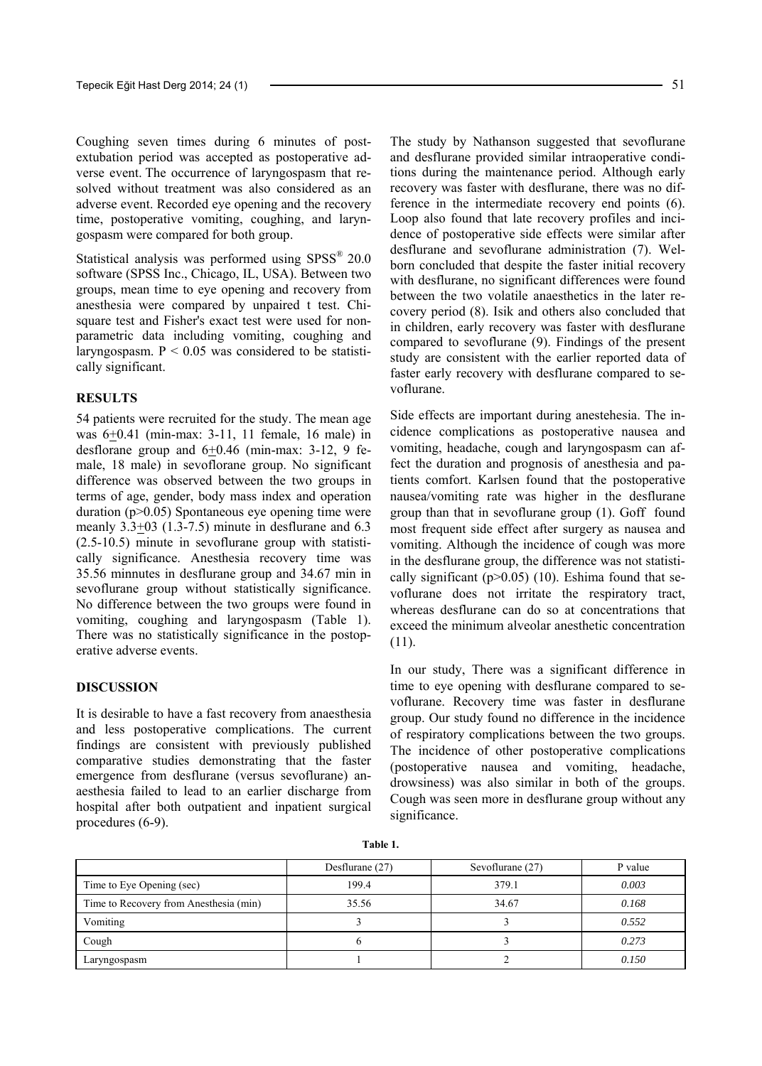Coughing seven times during 6 minutes of post-extubation period was accepted as postoperative adverse event. The occurrence of laryngospasm that resolved without treatment was also considered as an adverse event. Recorded eye opening and the recovery time, postoperative vomiting, coughing, and laryngospasm were compared for both group.

Statistical analysis was performed using SPSS® 20.0 software (SPSS Inc., Chicago, IL, USA). Between two groups, mean time to eye opening and recovery from anesthesia were compared by unpaired t test. Chi-square test and Fisher's exact test were used for non-parametric data including vomiting, coughing and laryngospasm. $P < 0.05$ was considered to be statistically significant.

## RESULTS

54 patients were recruited for the study. The mean age was 6+0.41 (min-max: 3-11, 11 female, 16 male) in desflorane group and 6+0.46 (min-max: 3-12, 9 female, 18 male) in sevoflorane group. No significant difference was observed between the two groups in terms of age, gender, body mass index and operation duration (p>0.05) Spontaneous eye opening time were meanly 3.3+03 (1.3-7.5) minute in desflurane and 6.3 (2.5-10.5) minute in sevoflurane group with statistically significance. Anesthesia recovery time was 35.56 minnutes in desflurane group and 34.67 min in sevoflurane group without statistically significance. No difference between the two groups were found in vomiting, coughing and laryngospasm (Table 1). There was no statistically significance in the postoperative adverse events.

## DISCUSSION

It is desirable to have a fast recovery from anaesthesia and less postoperative complications. The current findings are consistent with previously published comparative studies demonstrating that the faster emergence from desflurane (versus sevoflurane) anaesthesia failed to lead to an earlier discharge from hospital after both outpatient and inpatient surgical procedures (6-9).

The study by Nathanson suggested that sevoflurane and desflurane provided similar intraoperative conditions during the maintenance period. Although early recovery was faster with desflurane, there was no difference in the intermediate recovery end points (6). Loop also found that late recovery profiles and incidence of postoperative side effects were similar after desflurane and sevoflurane administration (7). Welborn concluded that despite the faster initial recovery with desflurane, no significant differences were found between the two volatile anaesthetics in the later recovery period (8). Isik and others also concluded that in children, early recovery was faster with desflurane compared to sevoflurane (9). Findings of the present study are consistent with the earlier reported data of faster early recovery with desflurane compared to sevoflurane.

Side effects are important during anestehesia. The incidence complications as postoperative nausea and vomiting, headache, cough and laryngospasm can affect the duration and prognosis of anesthesia and patients comfort. Karlsen found that the postoperative nausea/vomiting rate was higher in the desflurane group than that in sevoflurane group (1). Goff found most frequent side effect after surgery as nausea and vomiting. Although the incidence of cough was more in the desflurane group, the difference was not statistically significant (p>0.05) (10). Eshima found that sevoflurane does not irritate the respiratory tract, whereas desflurane can do so at concentrations that exceed the minimum alveolar anesthetic concentration (11).

In our study, There was a significant difference in time to eye opening with desflurane compared to sevoflurane. Recovery time was faster in desflurane group. Our study found no difference in the incidence of respiratory complications between the two groups. The incidence of other postoperative complications (postoperative nausea and vomiting, headache, drowsiness) was also similar in both of the groups. Cough was seen more in desflurane group without any significance.

**Table 1.**

| | Desflurane (27) | Sevoflurane (27) | P value |
|---|---|---|---|
| Time to Eye Opening (sec) | 199.4 | 379.1 | *0.003* |
| Time to Recovery from Anesthesia (min) | 35.56 | 34.67 | *0.168* |
| Vomiting | 3 | 3 | *0.552* |
| Cough | 6 | 3 | *0.273* |
| Laryngospasm | 1 | 2 | *0.150* |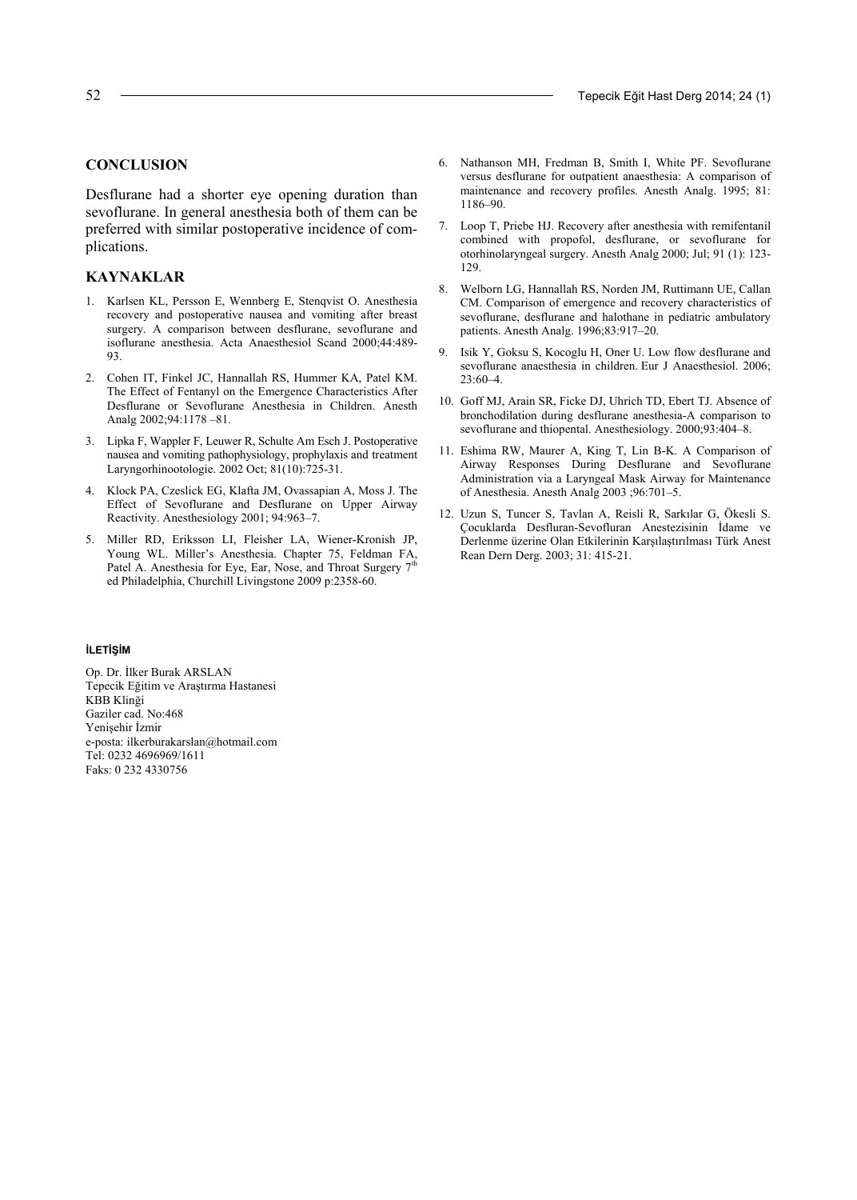## CONCLUSION

Desflurane had a shorter eye opening duration than sevoflurane. In general anesthesia both of them can be preferred with similar postoperative incidence of complications.

## KAYNAKLAR

1. Karlsen KL, Persson E, Wennberg E, Stenqvist O. Anesthesia recovery and postoperative nausea and vomiting after breast surgery. A comparison between desflurane, sevoflurane and isoflurane anesthesia. Acta Anaesthesiol Scand 2000;44:489-93.
2. Cohen IT, Finkel JC, Hannallah RS, Hummer KA, Patel KM. The Effect of Fentanyl on the Emergence Characteristics After Desflurane or Sevoflurane Anesthesia in Children. Anesth Analg 2002;94:1178 –81.
3. Lipka F, Wappler F, Leuwer R, Schulte Am Esch J. Postoperative nausea and vomiting pathophysiology, prophylaxis and treatment Laryngorhinootologie. 2002 Oct; 81(10):725-31.
4. Klock PA, Czeslick EG, Klafta JM, Ovassapian A, Moss J. The Effect of Sevoflurane and Desflurane on Upper Airway Reactivity. Anesthesiology 2001; 94:963–7.
5. Miller RD, Eriksson LI, Fleisher LA, Wiener-Kronish JP, Young WL. Miller's Anesthesia. Chapter 75, Feldman FA, Patel A. Anesthesia for Eye, Ear, Nose, and Throat Surgery 7th ed Philadelphia, Churchill Livingstone 2009 p:2358-60.
6. Nathanson MH, Fredman B, Smith I, White PF. Sevoflurane versus desflurane for outpatient anaesthesia: A comparison of maintenance and recovery profiles. Anesth Analg. 1995; 81: 1186–90.
7. Loop T, Priebe HJ. Recovery after anesthesia with remifentanil combined with propofol, desflurane, or sevoflurane for otorhinolaryngeal surgery. Anesth Analg 2000; Jul; 91 (1): 123-129.
8. Welborn LG, Hannallah RS, Norden JM, Ruttimann UE, Callan CM. Comparison of emergence and recovery characteristics of sevoflurane, desflurane and halothane in pediatric ambulatory patients. Anesth Analg. 1996;83:917–20.
9. Isik Y, Goksu S, Kocoglu H, Oner U. Low flow desflurane and sevoflurane anaesthesia in children. Eur J Anaesthesiol. 2006; 23:60–4.
10. Goff MJ, Arain SR, Ficke DJ, Uhrich TD, Ebert TJ. Absence of bronchodilation during desflurane anesthesia-A comparison to sevoflurane and thiopental. Anesthesiology. 2000;93:404–8.
11. Eshima RW, Maurer A, King T, Lin B-K. A Comparison of Airway Responses During Desflurane and Sevoflurane Administration via a Laryngeal Mask Airway for Maintenance of Anesthesia. Anesth Analg 2003 ;96:701–5.
12. Uzun S, Tuncer S, Tavlan A, Reisli R, Sarkılar G, Ökesli S. Çocuklarda Desfluran-Sevofluran Anestezisinin İdame ve Derlenme üzerine Olan Etkilerinin Karşılaştırılması Türk Anest Rean Dern Derg. 2003; 31: 415-21.

#### İLETİŞİM

Op. Dr. İlker Burak ARSLAN
Tepecik Eğitim ve Araştırma Hastanesi
KBB Kliniği
Gaziler cad. No:468
Yenişehir İzmir
e-posta: ilkerburakarslan@hotmail.com
Tel: 0232 4696969/1611
Faks: 0 232 4330756